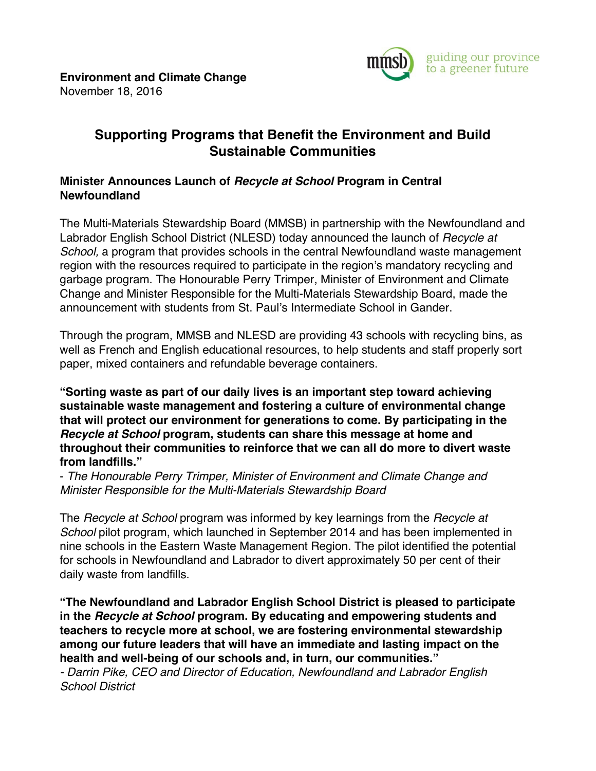**Environment and Climate Change**
November 18, 2016

mmsb guiding our province to a greener future

# Supporting Programs that Benefit the Environment and Build Sustainable Communities

### Minister Announces Launch of *Recycle at School* Program in Central Newfoundland

The Multi-Materials Stewardship Board (MMSB) in partnership with the Newfoundland and Labrador English School District (NLESD) today announced the launch of *Recycle at School,* a program that provides schools in the central Newfoundland waste management region with the resources required to participate in the region's mandatory recycling and garbage program. The Honourable Perry Trimper, Minister of Environment and Climate Change and Minister Responsible for the Multi-Materials Stewardship Board, made the announcement with students from St. Paul's Intermediate School in Gander.

Through the program, MMSB and NLESD are providing 43 schools with recycling bins, as well as French and English educational resources, to help students and staff properly sort paper, mixed containers and refundable beverage containers.

**"Sorting waste as part of our daily lives is an important step toward achieving sustainable waste management and fostering a culture of environmental change that will protect our environment for generations to come. By participating in the *Recycle at School* program, students can share this message at home and throughout their communities to reinforce that we can all do more to divert waste from landfills."**
- *The Honourable Perry Trimper, Minister of Environment and Climate Change and Minister Responsible for the Multi-Materials Stewardship Board*

The *Recycle at School* program was informed by key learnings from the *Recycle at School* pilot program, which launched in September 2014 and has been implemented in nine schools in the Eastern Waste Management Region. The pilot identified the potential for schools in Newfoundland and Labrador to divert approximately 50 per cent of their daily waste from landfills.

**"The Newfoundland and Labrador English School District is pleased to participate in the *Recycle at School* program. By educating and empowering students and teachers to recycle more at school, we are fostering environmental stewardship among our future leaders that will have an immediate and lasting impact on the health and well-being of our schools and, in turn, our communities."**
*- Darrin Pike, CEO and Director of Education, Newfoundland and Labrador English School District*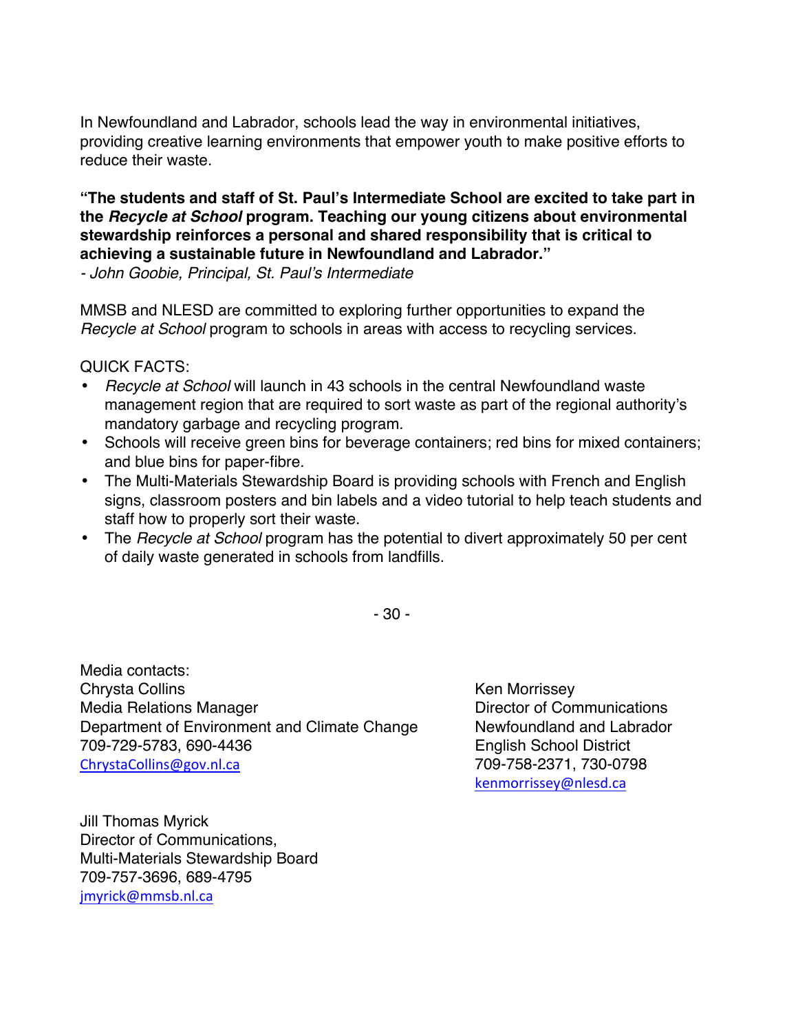In Newfoundland and Labrador, schools lead the way in environmental initiatives, providing creative learning environments that empower youth to make positive efforts to reduce their waste.

**"The students and staff of St. Paul's Intermediate School are excited to take part in the *Recycle at School* program. Teaching our young citizens about environmental stewardship reinforces a personal and shared responsibility that is critical to achieving a sustainable future in Newfoundland and Labrador."**
*- John Goobie, Principal, St. Paul's Intermediate*

MMSB and NLESD are committed to exploring further opportunities to expand the *Recycle at School* program to schools in areas with access to recycling services.

QUICK FACTS:

- *Recycle at School* will launch in 43 schools in the central Newfoundland waste management region that are required to sort waste as part of the regional authority's mandatory garbage and recycling program.
- Schools will receive green bins for beverage containers; red bins for mixed containers; and blue bins for paper-fibre.
- The Multi-Materials Stewardship Board is providing schools with French and English signs, classroom posters and bin labels and a video tutorial to help teach students and staff how to properly sort their waste.
- The *Recycle at School* program has the potential to divert approximately 50 per cent of daily waste generated in schools from landfills.

- 30 -

Media contacts:
Chrysta Collins
Media Relations Manager
Department of Environment and Climate Change
709-729-5783, 690-4436
ChrystaCollins@gov.nl.ca

Ken Morrissey
Director of Communications
Newfoundland and Labrador English School District
709-758-2371, 730-0798
kenmorrissey@nlesd.ca

Jill Thomas Myrick
Director of Communications,
Multi-Materials Stewardship Board
709-757-3696, 689-4795
jmyrick@mmsb.nl.ca